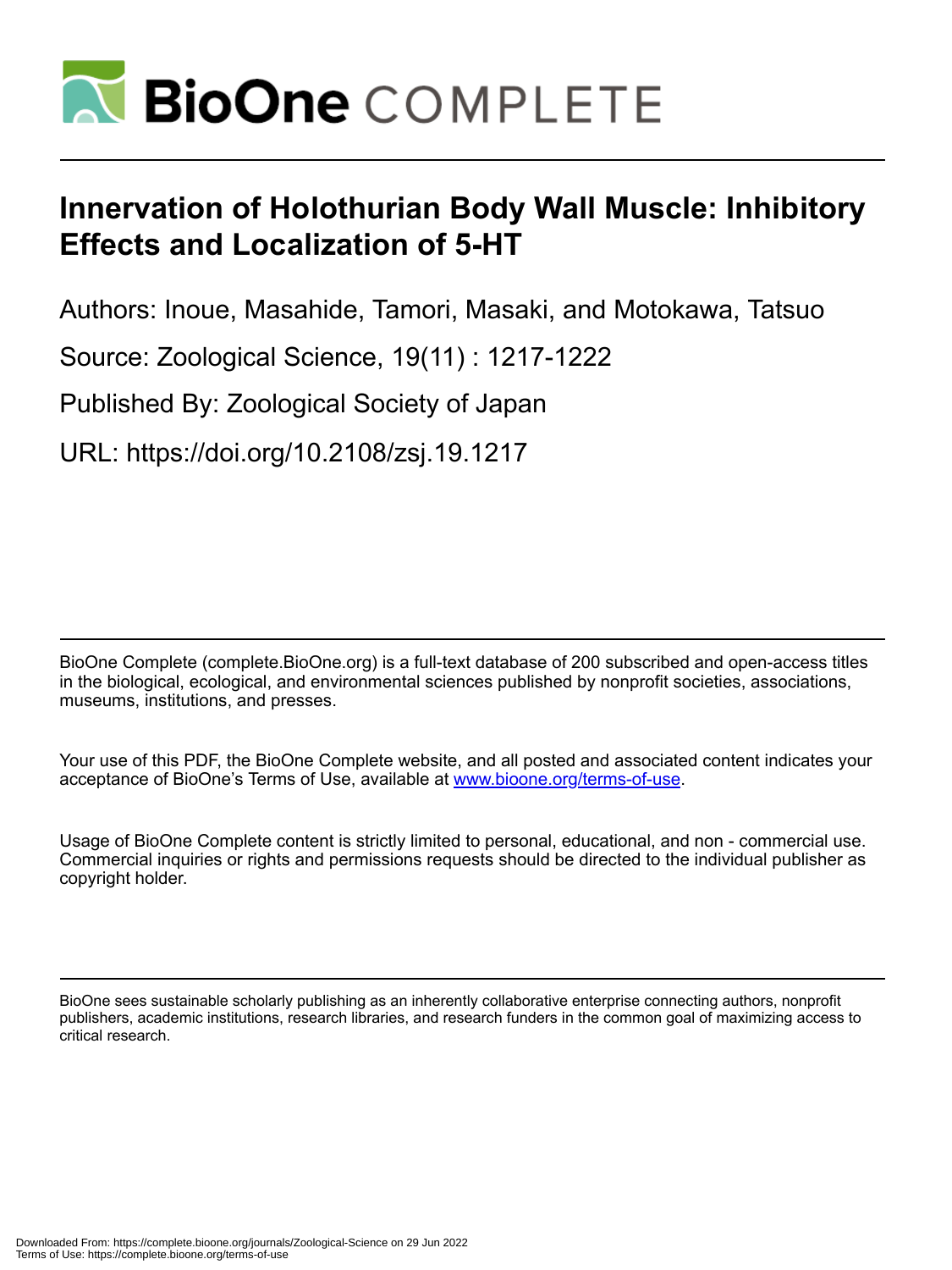# Innervation of Holothurian Body Wall Muscle: Inhibitory Effects and Localization of 5-HT

Authors: Inoue, Masahide, Tamori, Masaki, and Motokawa, Tatsuo

Source: Zoological Science, 19(11) : 1217-1222

Published By: Zoological Society of Japan

URL: https://doi.org/10.2108/zsj.19.1217

---

BioOne Complete (complete.BioOne.org) is a full-text database of 200 subscribed and open-access titles in the biological, ecological, and environmental sciences published by nonprofit societies, associations, museums, institutions, and presses.

Your use of this PDF, the BioOne Complete website, and all posted and associated content indicates your acceptance of BioOne's Terms of Use, available at www.bioone.org/terms-of-use.

Usage of BioOne Complete content is strictly limited to personal, educational, and non - commercial use. Commercial inquiries or rights and permissions requests should be directed to the individual publisher as copyright holder.

---

BioOne sees sustainable scholarly publishing as an inherently collaborative enterprise connecting authors, nonprofit publishers, academic institutions, research libraries, and research funders in the common goal of maximizing access to critical research.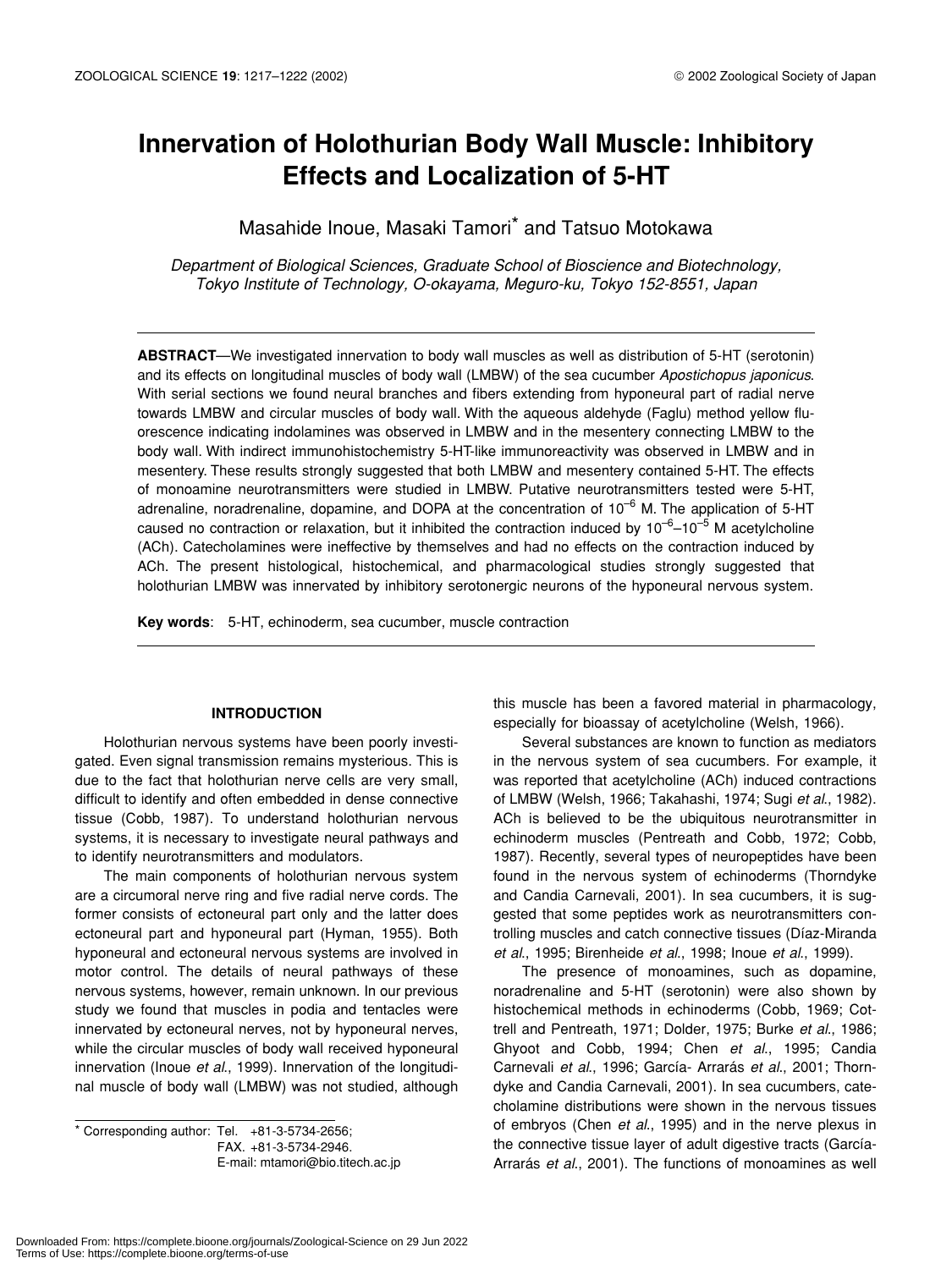# Innervation of Holothurian Body Wall Muscle: Inhibitory Effects and Localization of 5-HT

Masahide Inoue, Masaki Tamori* and Tatsuo Motokawa

*Department of Biological Sciences, Graduate School of Bioscience and Biotechnology, Tokyo Institute of Technology, O-okayama, Meguro-ku, Tokyo 152-8551, Japan*

**ABSTRACT**—We investigated innervation to body wall muscles as well as distribution of 5-HT (serotonin) and its effects on longitudinal muscles of body wall (LMBW) of the sea cucumber *Apostichopus japonicus*. With serial sections we found neural branches and fibers extending from hyponeural part of radial nerve towards LMBW and circular muscles of body wall. With the aqueous aldehyde (Faglu) method yellow fluorescence indicating indolamines was observed in LMBW and in the mesentery connecting LMBW to the body wall. With indirect immunohistochemistry 5-HT-like immunoreactivity was observed in LMBW and in mesentery. These results strongly suggested that both LMBW and mesentery contained 5-HT. The effects of monoamine neurotransmitters were studied in LMBW. Putative neurotransmitters tested were 5-HT, adrenaline, noradrenaline, dopamine, and DOPA at the concentration of $10^{-6}$ M. The application of 5-HT caused no contraction or relaxation, but it inhibited the contraction induced by $10^{-6}$–$10^{-5}$ M acetylcholine (ACh). Catecholamines were ineffective by themselves and had no effects on the contraction induced by ACh. The present histological, histochemical, and pharmacological studies strongly suggested that holothurian LMBW was innervated by inhibitory serotonergic neurons of the hyponeural nervous system.

**Key words**: 5-HT, echinoderm, sea cucumber, muscle contraction

## INTRODUCTION

Holothurian nervous systems have been poorly investigated. Even signal transmission remains mysterious. This is due to the fact that holothurian nerve cells are very small, difficult to identify and often embedded in dense connective tissue (Cobb, 1987). To understand holothurian nervous systems, it is necessary to investigate neural pathways and to identify neurotransmitters and modulators.

The main components of holothurian nervous system are a circumoral nerve ring and five radial nerve cords. The former consists of ectoneural part only and the latter does ectoneural part and hyponeural part (Hyman, 1955). Both hyponeural and ectoneural nervous systems are involved in motor control. The details of neural pathways of these nervous systems, however, remain unknown. In our previous study we found that muscles in podia and tentacles were innervated by ectoneural nerves, not by hyponeural nerves, while the circular muscles of body wall received hyponeural innervation (Inoue *et al*., 1999). Innervation of the longitudinal muscle of body wall (LMBW) was not studied, although this muscle has been a favored material in pharmacology, especially for bioassay of acetylcholine (Welsh, 1966).

Several substances are known to function as mediators in the nervous system of sea cucumbers. For example, it was reported that acetylcholine (ACh) induced contractions of LMBW (Welsh, 1966; Takahashi, 1974; Sugi *et al*., 1982). ACh is believed to be the ubiquitous neurotransmitter in echinoderm muscles (Pentreath and Cobb, 1972; Cobb, 1987). Recently, several types of neuropeptides have been found in the nervous system of echinoderms (Thorndyke and Candia Carnevali, 2001). In sea cucumbers, it is suggested that some peptides work as neurotransmitters controlling muscles and catch connective tissues (Díaz-Miranda *et al*., 1995; Birenheide *et al*., 1998; Inoue *et al*., 1999).

The presence of monoamines, such as dopamine, noradrenaline and 5-HT (serotonin) were also shown by histochemical methods in echinoderms (Cobb, 1969; Cottrell and Pentreath, 1971; Dolder, 1975; Burke *et al*., 1986; Ghyoot and Cobb, 1994; Chen *et al*., 1995; Candia Carnevali *et al*., 1996; García- Arrarás *et al*., 2001; Thorndyke and Candia Carnevali, 2001). In sea cucumbers, catecholamine distributions were shown in the nervous tissues of embryos (Chen *et al*., 1995) and in the nerve plexus in the connective tissue layer of adult digestive tracts (García-Arrarás *et al*., 2001). The functions of monoamines as well

* Corresponding author: Tel. +81-3-5734-2656;
FAX. +81-3-5734-2946.
E-mail: mtamori@bio.titech.ac.jp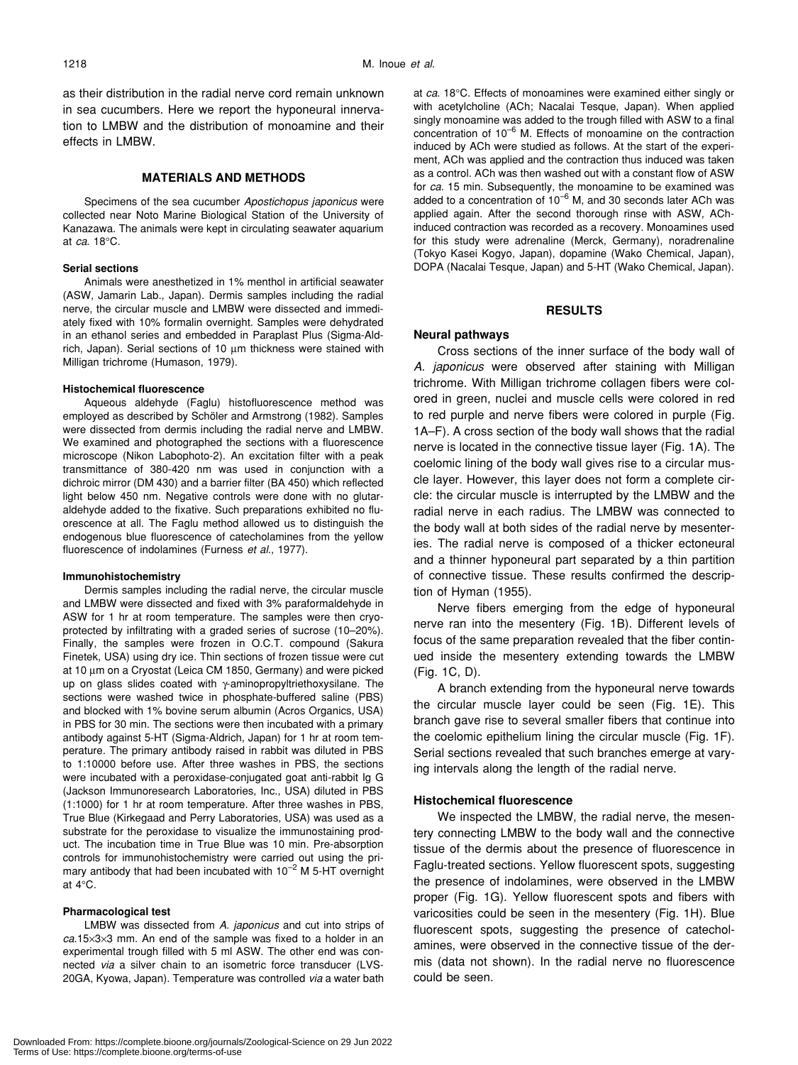as their distribution in the radial nerve cord remain unknown in sea cucumbers. Here we report the hyponeural innervation to LMBW and the distribution of monoamine and their effects in LMBW.

## MATERIALS AND METHODS

Specimens of the sea cucumber *Apostichopus japonicus* were collected near Noto Marine Biological Station of the University of Kanazawa. The animals were kept in circulating seawater aquarium at *ca.* 18°C.

### Serial sections

Animals were anesthetized in 1% menthol in artificial seawater (ASW, Jamarin Lab., Japan). Dermis samples including the radial nerve, the circular muscle and LMBW were dissected and immediately fixed with 10% formalin overnight. Samples were dehydrated in an ethanol series and embedded in Paraplast Plus (Sigma-Aldrich, Japan). Serial sections of 10 μm thickness were stained with Milligan trichrome (Humason, 1979).

### Histochemical fluorescence

Aqueous aldehyde (Faglu) histofluorescence method was employed as described by Schöler and Armstrong (1982). Samples were dissected from dermis including the radial nerve and LMBW. We examined and photographed the sections with a fluorescence microscope (Nikon Labophoto-2). An excitation filter with a peak transmittance of 380-420 nm was used in conjunction with a dichroic mirror (DM 430) and a barrier filter (BA 450) which reflected light below 450 nm. Negative controls were done with no glutaraldehyde added to the fixative. Such preparations exhibited no fluorescence at all. The Faglu method allowed us to distinguish the endogenous blue fluorescence of catecholamines from the yellow fluorescence of indolamines (Furness *et al.*, 1977).

### Immunohistochemistry

Dermis samples including the radial nerve, the circular muscle and LMBW were dissected and fixed with 3% paraformaldehyde in ASW for 1 hr at room temperature. The samples were then cryoprotected by infiltrating with a graded series of sucrose (10–20%). Finally, the samples were frozen in O.C.T. compound (Sakura Finetek, USA) using dry ice. Thin sections of frozen tissue were cut at 10 μm on a Cryostat (Leica CM 1850, Germany) and were picked up on glass slides coated with γ-aminopropyltriethoxysilane. The sections were washed twice in phosphate-buffered saline (PBS) and blocked with 1% bovine serum albumin (Acros Organics, USA) in PBS for 30 min. The sections were then incubated with a primary antibody against 5-HT (Sigma-Aldrich, Japan) for 1 hr at room temperature. The primary antibody raised in rabbit was diluted in PBS to 1:10000 before use. After three washes in PBS, the sections were incubated with a peroxidase-conjugated goat anti-rabbit Ig G (Jackson Immunoresearch Laboratories, Inc., USA) diluted in PBS (1:1000) for 1 hr at room temperature. After three washes in PBS, True Blue (Kirkegaad and Perry Laboratories, USA) was used as a substrate for the peroxidase to visualize the immunostaining product. The incubation time in True Blue was 10 min. Pre-absorption controls for immunohistochemistry were carried out using the primary antibody that had been incubated with $10^{-2}$ M 5-HT overnight at 4°C.

### Pharmacological test

LMBW was dissected from *A. japonicus* and cut into strips of *ca.*15×3×3 mm. An end of the sample was fixed to a holder in an experimental trough filled with 5 ml ASW. The other end was connected *via* a silver chain to an isometric force transducer (LVS-20GA, Kyowa, Japan). Temperature was controlled *via* a water bath at *ca.* 18°C. Effects of monoamines were examined either singly or with acetylcholine (ACh; Nacalai Tesque, Japan). When applied singly monoamine was added to the trough filled with ASW to a final concentration of $10^{-6}$ M. Effects of monoamine on the contraction induced by ACh were studied as follows. At the start of the experiment, ACh was applied and the contraction thus induced was taken as a control. ACh was then washed out with a constant flow of ASW for *ca.* 15 min. Subsequently, the monoamine to be examined was added to a concentration of $10^{-6}$ M, and 30 seconds later ACh was applied again. After the second thorough rinse with ASW, ACh-induced contraction was recorded as a recovery. Monoamines used for this study were adrenaline (Merck, Germany), noradrenaline (Tokyo Kasei Kogyo, Japan), dopamine (Wako Chemical, Japan), DOPA (Nacalai Tesque, Japan) and 5-HT (Wako Chemical, Japan).

## RESULTS

### Neural pathways

Cross sections of the inner surface of the body wall of *A. japonicus* were observed after staining with Milligan trichrome. With Milligan trichrome collagen fibers were colored in green, nuclei and muscle cells were colored in red to red purple and nerve fibers were colored in purple (Fig. 1A–F). A cross section of the body wall shows that the radial nerve is located in the connective tissue layer (Fig. 1A). The coelomic lining of the body wall gives rise to a circular muscle layer. However, this layer does not form a complete circle: the circular muscle is interrupted by the LMBW and the radial nerve in each radius. The LMBW was connected to the body wall at both sides of the radial nerve by mesenteries. The radial nerve is composed of a thicker ectoneural and a thinner hyponeural part separated by a thin partition of connective tissue. These results confirmed the description of Hyman (1955).

Nerve fibers emerging from the edge of hyponeural nerve ran into the mesentery (Fig. 1B). Different levels of focus of the same preparation revealed that the fiber continued inside the mesentery extending towards the LMBW (Fig. 1C, D).

A branch extending from the hyponeural nerve towards the circular muscle layer could be seen (Fig. 1E). This branch gave rise to several smaller fibers that continue into the coelomic epithelium lining the circular muscle (Fig. 1F). Serial sections revealed that such branches emerge at varying intervals along the length of the radial nerve.

### Histochemical fluorescence

We inspected the LMBW, the radial nerve, the mesentery connecting LMBW to the body wall and the connective tissue of the dermis about the presence of fluorescence in Faglu-treated sections. Yellow fluorescent spots, suggesting the presence of indolamines, were observed in the LMBW proper (Fig. 1G). Yellow fluorescent spots and fibers with varicosities could be seen in the mesentery (Fig. 1H). Blue fluorescent spots, suggesting the presence of catecholamines, were observed in the connective tissue of the dermis (data not shown). In the radial nerve no fluorescence could be seen.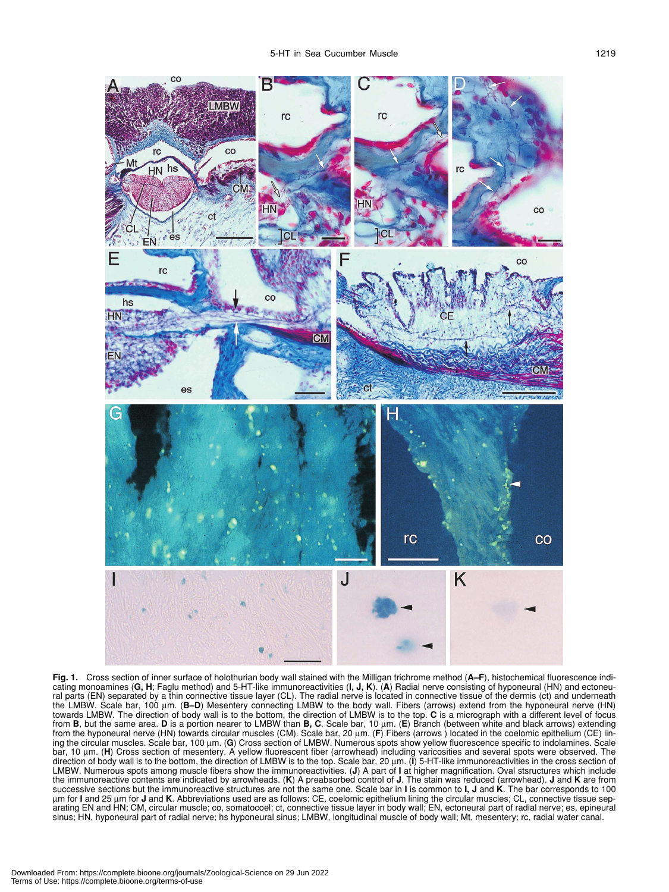**Fig. 1.** Cross section of inner surface of holothurian body wall stained with the Milligan trichrome method (**A–F**), histochemical fluorescence indicating monoamines (**G, H**; Faglu method) and 5-HT-like immunoreactivities (**I, J, K**). (**A**) Radial nerve consisting of hyponeural (HN) and ectoneural parts (EN) separated by a thin connective tissue layer (CL). The radial nerve is located in connective tissue of the dermis (ct) and underneath the LMBW. Scale bar, 100 µm. (**B–D**) Mesentery connecting LMBW to the body wall. Fibers (arrows) extend from the hyponeural nerve (HN) towards LMBW. The direction of body wall is to the bottom, the direction of LMBW is to the top. **C** is a micrograph with a different level of focus from **B**, but the same area. **D** is a portion nearer to LMBW than **B, C**. Scale bar, 10 µm. (**E**) Branch (between white and black arrows) extending from the hyponeural nerve (HN) towards circular muscles (CM). Scale bar, 20 µm. (**F**) Fibers (arrows ) located in the coelomic epithelium (CE) lining the circular muscles. Scale bar, 100 µm. (**G**) Cross section of LMBW. Numerous spots show yellow fluorescence specific to indolamines. Scale bar, 10 µm. (**H**) Cross section of mesentery. A yellow fluorescent fiber (arrowhead) including varicosities and several spots were observed. The direction of body wall is to the bottom, the direction of LMBW is to the top. Scale bar, 20 µm. (**I**) 5-HT-like immunoreactivities in the cross section of LMBW. Numerous spots among muscle fibers show the immunoreactivities. (**J**) A part of **I** at higher magnification. Oval stsructures which include the immunoreactive contents are indicated by arrowheads. (**K**) A preabsorbed control of **J**. The stain was reduced (arrowhead). **J** and **K** are from successive sections but the immunoreactive structures are not the same one. Scale bar in **I** is common to **I, J** and **K**. The bar corresponds to 100 µm for **I** and 25 µm for **J** and **K**. Abbreviations used are as follows: CE, coelomic epithelium lining the circular muscles; CL, connective tissue separating EN and HN; CM, circular muscle; co, somatocoel; ct, connective tissue layer in body wall; EN, ectoneural part of radial nerve; es, epineural sinus; HN, hyponeural part of radial nerve; hs hyponeural sinus; LMBW, longitudinal muscle of body wall; Mt, mesentery; rc, radial water canal.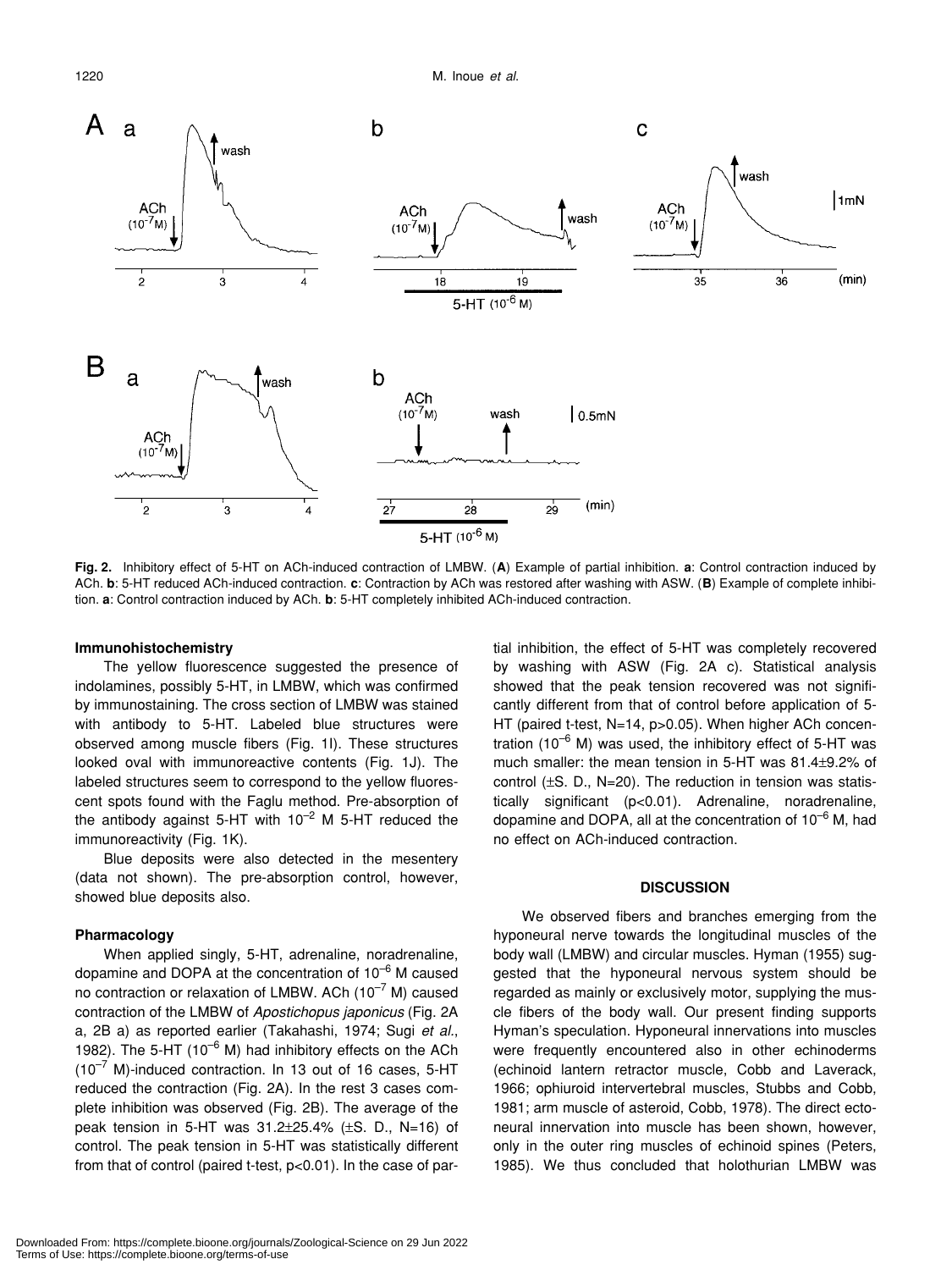**Fig. 2.** Inhibitory effect of 5-HT on ACh-induced contraction of LMBW. (**A**) Example of partial inhibition. **a**: Control contraction induced by ACh. **b**: 5-HT reduced ACh-induced contraction. **c**: Contraction by ACh was restored after washing with ASW. (**B**) Example of complete inhibition. **a**: Control contraction induced by ACh. **b**: 5-HT completely inhibited ACh-induced contraction.

### Immunohistochemistry

The yellow fluorescence suggested the presence of indolamines, possibly 5-HT, in LMBW, which was confirmed by immunostaining. The cross section of LMBW was stained with antibody to 5-HT. Labeled blue structures were observed among muscle fibers (Fig. 1I). These structures looked oval with immunoreactive contents (Fig. 1J). The labeled structures seem to correspond to the yellow fluorescent spots found with the Faglu method. Pre-absorption of the antibody against 5-HT with $10^{-2}$ M 5-HT reduced the immunoreactivity (Fig. 1K).

Blue deposits were also detected in the mesentery (data not shown). The pre-absorption control, however, showed blue deposits also.

### Pharmacology

When applied singly, 5-HT, adrenaline, noradrenaline, dopamine and DOPA at the concentration of $10^{-6}$ M caused no contraction or relaxation of LMBW. ACh ($10^{-7}$ M) caused contraction of the LMBW of *Apostichopus japonicus* (Fig. 2A a, 2B a) as reported earlier (Takahashi, 1974; Sugi *et al.*, 1982). The 5-HT ($10^{-6}$ M) had inhibitory effects on the ACh ($10^{-7}$ M)-induced contraction. In 13 out of 16 cases, 5-HT reduced the contraction (Fig. 2A). In the rest 3 cases complete inhibition was observed (Fig. 2B). The average of the peak tension in 5-HT was 31.2±25.4% (±S. D., N=16) of control. The peak tension in 5-HT was statistically different from that of control (paired t-test, $p<0.01$). In the case of partial inhibition, the effect of 5-HT was completely recovered by washing with ASW (Fig. 2A c). Statistical analysis showed that the peak tension recovered was not significantly different from that of control before application of 5-HT (paired t-test, N=14, $p>0.05$). When higher ACh concentration ($10^{-6}$ M) was used, the inhibitory effect of 5-HT was much smaller: the mean tension in 5-HT was 81.4±9.2% of control (±S. D., N=20). The reduction in tension was statistically significant ($p<0.01$). Adrenaline, noradrenaline, dopamine and DOPA, all at the concentration of $10^{-6}$ M, had no effect on ACh-induced contraction.

## DISCUSSION

We observed fibers and branches emerging from the hyponeural nerve towards the longitudinal muscles of the body wall (LMBW) and circular muscles. Hyman (1955) suggested that the hyponeural nervous system should be regarded as mainly or exclusively motor, supplying the muscle fibers of the body wall. Our present finding supports Hyman's speculation. Hyponeural innervations into muscles were frequently encountered also in other echinoderms (echinoid lantern retractor muscle, Cobb and Laverack, 1966; ophiuroid intervertebral muscles, Stubbs and Cobb, 1981; arm muscle of asteroid, Cobb, 1978). The direct ectoneural innervation into muscle has been shown, however, only in the outer ring muscles of echinoid spines (Peters, 1985). We thus concluded that holothurian LMBW was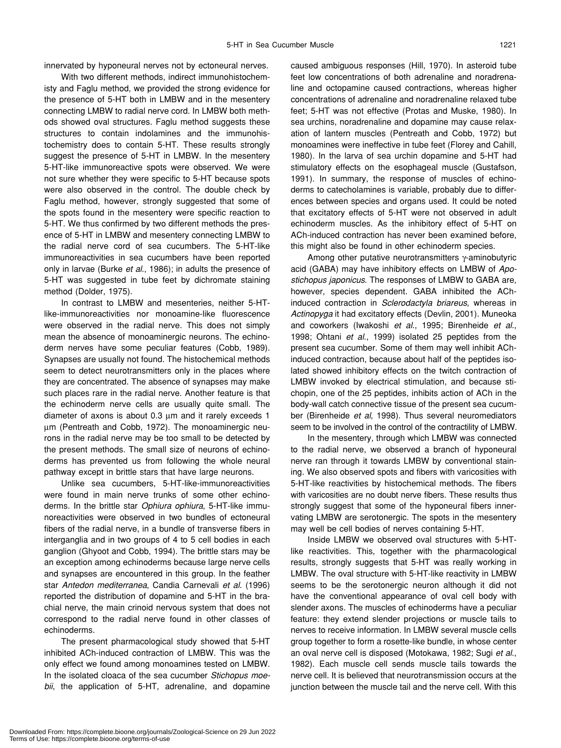innervated by hyponeural nerves not by ectoneural nerves.

With two different methods, indirect immunohistochemisty and Faglu method, we provided the strong evidence for the presence of 5-HT both in LMBW and in the mesentery connecting LMBW to radial nerve cord. In LMBW both methods showed oval structures. Faglu method suggests these structures to contain indolamines and the immunohistochemistry does to contain 5-HT. These results strongly suggest the presence of 5-HT in LMBW. In the mesentery 5-HT-like immunoreactive spots were observed. We were not sure whether they were specific to 5-HT because spots were also observed in the control. The double check by Faglu method, however, strongly suggested that some of the spots found in the mesentery were specific reaction to 5-HT. We thus confirmed by two different methods the presence of 5-HT in LMBW and mesentery connecting LMBW to the radial nerve cord of sea cucumbers. The 5-HT-like immunoreactivities in sea cucumbers have been reported only in larvae (Burke *et al.*, 1986); in adults the presence of 5-HT was suggested in tube feet by dichromate staining method (Dolder, 1975).

In contrast to LMBW and mesenteries, neither 5-HT-like-immunoreactivities nor monoamine-like fluorescence were observed in the radial nerve. This does not simply mean the absence of monoaminergic neurons. The echinoderm nerves have some peculiar features (Cobb, 1989). Synapses are usually not found. The histochemical methods seem to detect neurotransmitters only in the places where they are concentrated. The absence of synapses may make such places rare in the radial nerve. Another feature is that the echinoderm nerve cells are usually quite small. The diameter of axons is about 0.3 µm and it rarely exceeds 1 µm (Pentreath and Cobb, 1972). The monoaminergic neurons in the radial nerve may be too small to be detected by the present methods. The small size of neurons of echinoderms has prevented us from following the whole neural pathway except in brittle stars that have large neurons.

Unlike sea cucumbers, 5-HT-like-immunoreactivities were found in main nerve trunks of some other echinoderms. In the brittle star *Ophiura ophiura*, 5-HT-like immunoreactivities were observed in two bundles of ectoneural fibers of the radial nerve, in a bundle of transverse fibers in interganglia and in two groups of 4 to 5 cell bodies in each ganglion (Ghyoot and Cobb, 1994). The brittle stars may be an exception among echinoderms because large nerve cells and synapses are encountered in this group. In the feather star *Antedon mediterranea*, Candia Carnevali *et al.* (1996) reported the distribution of dopamine and 5-HT in the brachial nerve, the main crinoid nervous system that does not correspond to the radial nerve found in other classes of echinoderms.

The present pharmacological study showed that 5-HT inhibited ACh-induced contraction of LMBW. This was the only effect we found among monoamines tested on LMBW. In the isolated cloaca of the sea cucumber *Stichopus moebii*, the application of 5-HT, adrenaline, and dopamine caused ambiguous responses (Hill, 1970). In asteroid tube feet low concentrations of both adrenaline and noradrenaline and octopamine caused contractions, whereas higher concentrations of adrenaline and noradrenaline relaxed tube feet; 5-HT was not effective (Protas and Muske, 1980). In sea urchins, noradrenaline and dopamine may cause relaxation of lantern muscles (Pentreath and Cobb, 1972) but monoamines were ineffective in tube feet (Florey and Cahill, 1980). In the larva of sea urchin dopamine and 5-HT had stimulatory effects on the esophageal muscle (Gustafson, 1991). In summary, the response of muscles of echinoderms to catecholamines is variable, probably due to differences between species and organs used. It could be noted that excitatory effects of 5-HT were not observed in adult echinoderm muscles. As the inhibitory effect of 5-HT on ACh-induced contraction has never been examined before, this might also be found in other echinoderm species.

Among other putative neurotransmitters γ-aminobutyric acid (GABA) may have inhibitory effects on LMBW of *Apostichopus japonicus*. The responses of LMBW to GABA are, however, species dependent. GABA inhibited the ACh-induced contraction in *Sclerodactyla briareus*, whereas in *Actinopyga* it had excitatory effects (Devlin, 2001). Muneoka and coworkers (Iwakoshi *et al.*, 1995; Birenheide *et al.*, 1998; Ohtani *et al.*, 1999) isolated 25 peptides from the present sea cucumber. Some of them may well inhibit ACh-induced contraction, because about half of the peptides isolated showed inhibitory effects on the twitch contraction of LMBW invoked by electrical stimulation, and because stichopin, one of the 25 peptides, inhibits action of ACh in the body-wall catch connective tissue of the present sea cucumber (Birenheide *et al*, 1998). Thus several neuromediators seem to be involved in the control of the contractility of LMBW.

In the mesentery, through which LMBW was connected to the radial nerve, we observed a branch of hyponeural nerve ran through it towards LMBW by conventional staining. We also observed spots and fibers with varicosities with 5-HT-like reactivities by histochemical methods. The fibers with varicosities are no doubt nerve fibers. These results thus strongly suggest that some of the hyponeural fibers innervating LMBW are serotonergic. The spots in the mesentery may well be cell bodies of nerves containing 5-HT.

Inside LMBW we observed oval structures with 5-HT-like reactivities. This, together with the pharmacological results, strongly suggests that 5-HT was really working in LMBW. The oval structure with 5-HT-like reactivity in LMBW seems to be the serotonergic neuron although it did not have the conventional appearance of oval cell body with slender axons. The muscles of echinoderms have a peculiar feature: they extend slender projections or muscle tails to nerves to receive information. In LMBW several muscle cells group together to form a rosette-like bundle, in whose center an oval nerve cell is disposed (Motokawa, 1982; Sugi *et al.*, 1982). Each muscle cell sends muscle tails towards the nerve cell. It is believed that neurotransmission occurs at the junction between the muscle tail and the nerve cell. With this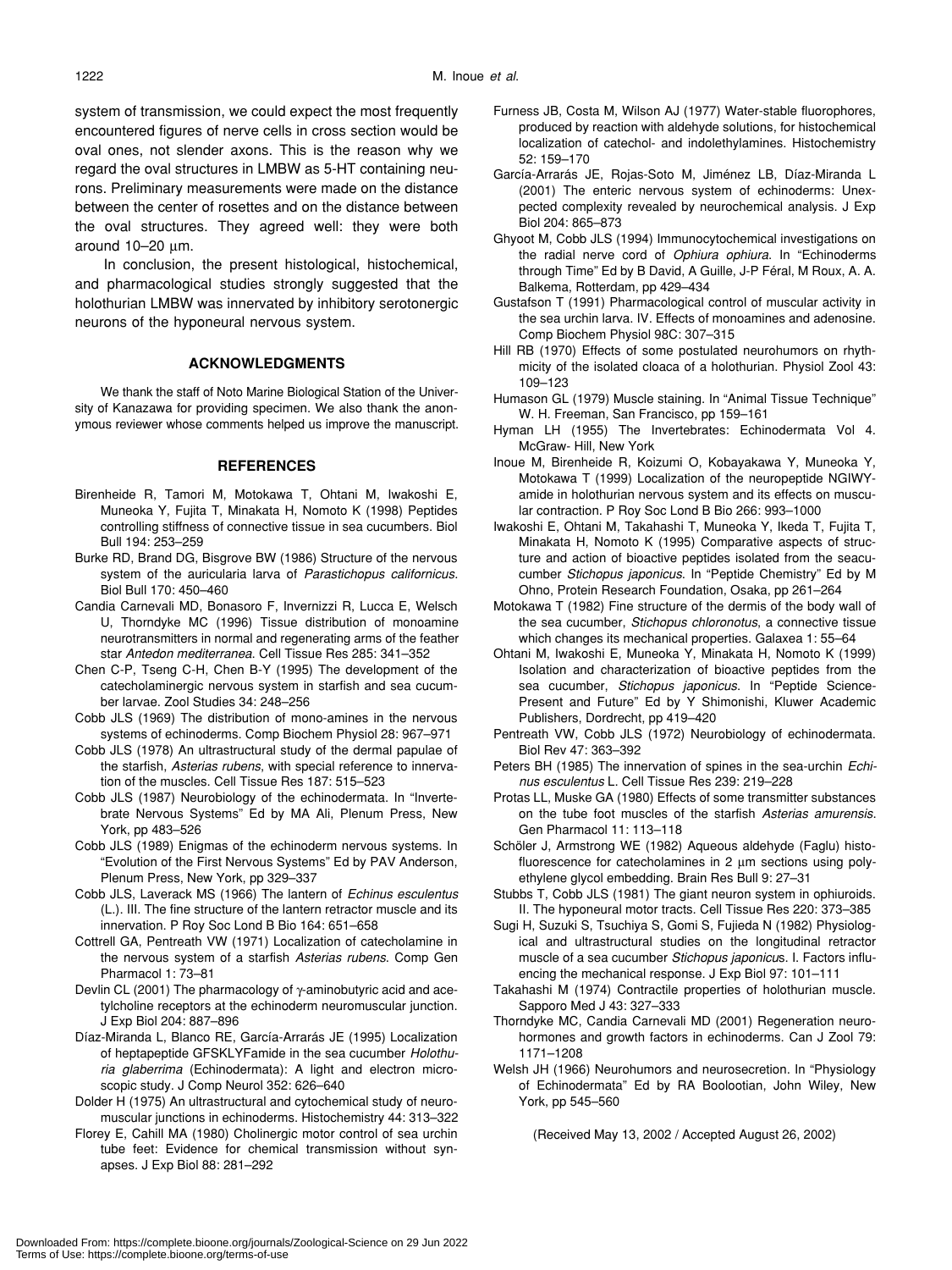system of transmission, we could expect the most frequently encountered figures of nerve cells in cross section would be oval ones, not slender axons. This is the reason why we regard the oval structures in LMBW as 5-HT containing neurons. Preliminary measurements were made on the distance between the center of rosettes and on the distance between the oval structures. They agreed well: they were both around 10–20 μm.

In conclusion, the present histological, histochemical, and pharmacological studies strongly suggested that the holothurian LMBW was innervated by inhibitory serotonergic neurons of the hyponeural nervous system.

## ACKNOWLEDGMENTS

We thank the staff of Noto Marine Biological Station of the University of Kanazawa for providing specimen. We also thank the anonymous reviewer whose comments helped us improve the manuscript.

## REFERENCES

Birenheide R, Tamori M, Motokawa T, Ohtani M, Iwakoshi E, Muneoka Y, Fujita T, Minakata H, Nomoto K (1998) Peptides controlling stiffness of connective tissue in sea cucumbers. Biol Bull 194: 253–259

Burke RD, Brand DG, Bisgrove BW (1986) Structure of the nervous system of the auricularia larva of *Parastichopus californicus*. Biol Bull 170: 450–460

Candia Carnevali MD, Bonasoro F, Invernizzi R, Lucca E, Welsch U, Thorndyke MC (1996) Tissue distribution of monoamine neurotransmitters in normal and regenerating arms of the feather star *Antedon mediterranea*. Cell Tissue Res 285: 341–352

Chen C-P, Tseng C-H, Chen B-Y (1995) The development of the catecholaminergic nervous system in starfish and sea cucumber larvae. Zool Studies 34: 248–256

Cobb JLS (1969) The distribution of mono-amines in the nervous systems of echinoderms. Comp Biochem Physiol 28: 967–971

Cobb JLS (1978) An ultrastructural study of the dermal papulae of the starfish, *Asterias rubens*, with special reference to innervation of the muscles. Cell Tissue Res 187: 515–523

Cobb JLS (1987) Neurobiology of the echinodermata. In "Invertebrate Nervous Systems" Ed by MA Ali, Plenum Press, New York, pp 483–526

Cobb JLS (1989) Enigmas of the echinoderm nervous systems. In "Evolution of the First Nervous Systems" Ed by PAV Anderson, Plenum Press, New York, pp 329–337

Cobb JLS, Laverack MS (1966) The lantern of *Echinus esculentus* (L.). III. The fine structure of the lantern retractor muscle and its innervation. P Roy Soc Lond B Bio 164: 651–658

Cottrell GA, Pentreath VW (1971) Localization of catecholamine in the nervous system of a starfish *Asterias rubens*. Comp Gen Pharmacol 1: 73–81

Devlin CL (2001) The pharmacology of γ-aminobutyric acid and acetylcholine receptors at the echinoderm neuromuscular junction. J Exp Biol 204: 887–896

Díaz-Miranda L, Blanco RE, García-Arrarás JE (1995) Localization of heptapeptide GFSKLYFamide in the sea cucumber *Holothuria glaberrima* (Echinodermata): A light and electron microscopic study. J Comp Neurol 352: 626–640

Dolder H (1975) An ultrastructural and cytochemical study of neuromuscular junctions in echinoderms. Histochemistry 44: 313–322

Florey E, Cahill MA (1980) Cholinergic motor control of sea urchin tube feet: Evidence for chemical transmission without synapses. J Exp Biol 88: 281–292

Furness JB, Costa M, Wilson AJ (1977) Water-stable fluorophores, produced by reaction with aldehyde solutions, for histochemical localization of catechol- and indolethylamines. Histochemistry 52: 159–170

García-Arrarás JE, Rojas-Soto M, Jiménez LB, Díaz-Miranda L (2001) The enteric nervous system of echinoderms: Unexpected complexity revealed by neurochemical analysis. J Exp Biol 204: 865–873

Ghyoot M, Cobb JLS (1994) Immunocytochemical investigations on the radial nerve cord of *Ophiura ophiura*. In "Echinoderms through Time" Ed by B David, A Guille, J-P Féral, M Roux, A. A. Balkema, Rotterdam, pp 429–434

Gustafson T (1991) Pharmacological control of muscular activity in the sea urchin larva. IV. Effects of monoamines and adenosine. Comp Biochem Physiol 98C: 307–315

Hill RB (1970) Effects of some postulated neurohumors on rhythmicity of the isolated cloaca of a holothurian. Physiol Zool 43: 109–123

Humason GL (1979) Muscle staining. In "Animal Tissue Technique" W. H. Freeman, San Francisco, pp 159–161

Hyman LH (1955) The Invertebrates: Echinodermata Vol 4. McGraw- Hill, New York

Inoue M, Birenheide R, Koizumi O, Kobayakawa Y, Muneoka Y, Motokawa T (1999) Localization of the neuropeptide NGIWYamide in holothurian nervous system and its effects on muscular contraction. P Roy Soc Lond B Bio 266: 993–1000

Iwakoshi E, Ohtani M, Takahashi T, Muneoka Y, Ikeda T, Fujita T, Minakata H, Nomoto K (1995) Comparative aspects of structure and action of bioactive peptides isolated from the seacucumber *Stichopus japonicus*. In "Peptide Chemistry" Ed by M Ohno, Protein Research Foundation, Osaka, pp 261–264

Motokawa T (1982) Fine structure of the dermis of the body wall of the sea cucumber, *Stichopus chloronotus*, a connective tissue which changes its mechanical properties. Galaxea 1: 55–64

Ohtani M, Iwakoshi E, Muneoka Y, Minakata H, Nomoto K (1999) Isolation and characterization of bioactive peptides from the sea cucumber, *Stichopus japonicus*. In "Peptide Science-Present and Future" Ed by Y Shimonishi, Kluwer Academic Publishers, Dordrecht, pp 419–420

Pentreath VW, Cobb JLS (1972) Neurobiology of echinodermata. Biol Rev 47: 363–392

Peters BH (1985) The innervation of spines in the sea-urchin *Echinus esculentus* L. Cell Tissue Res 239: 219–228

Protas LL, Muske GA (1980) Effects of some transmitter substances on the tube foot muscles of the starfish *Asterias amurensis*. Gen Pharmacol 11: 113–118

Schöler J, Armstrong WE (1982) Aqueous aldehyde (Faglu) histofluorescence for catecholamines in 2 μm sections using polyethylene glycol embedding. Brain Res Bull 9: 27–31

Stubbs T, Cobb JLS (1981) The giant neuron system in ophiuroids. II. The hyponeural motor tracts. Cell Tissue Res 220: 373–385

Sugi H, Suzuki S, Tsuchiya S, Gomi S, Fujieda N (1982) Physiological and ultrastructural studies on the longitudinal retractor muscle of a sea cucumber *Stichopus japonicus*. I. Factors influencing the mechanical response. J Exp Biol 97: 101–111

Takahashi M (1974) Contractile properties of holothurian muscle. Sapporo Med J 43: 327–333

Thorndyke MC, Candia Carnevali MD (2001) Regeneration neurohormones and growth factors in echinoderms. Can J Zool 79: 1171–1208

Welsh JH (1966) Neurohumors and neurosecretion. In "Physiology of Echinodermata" Ed by RA Boolootian, John Wiley, New York, pp 545–560

(Received May 13, 2002 / Accepted August 26, 2002)